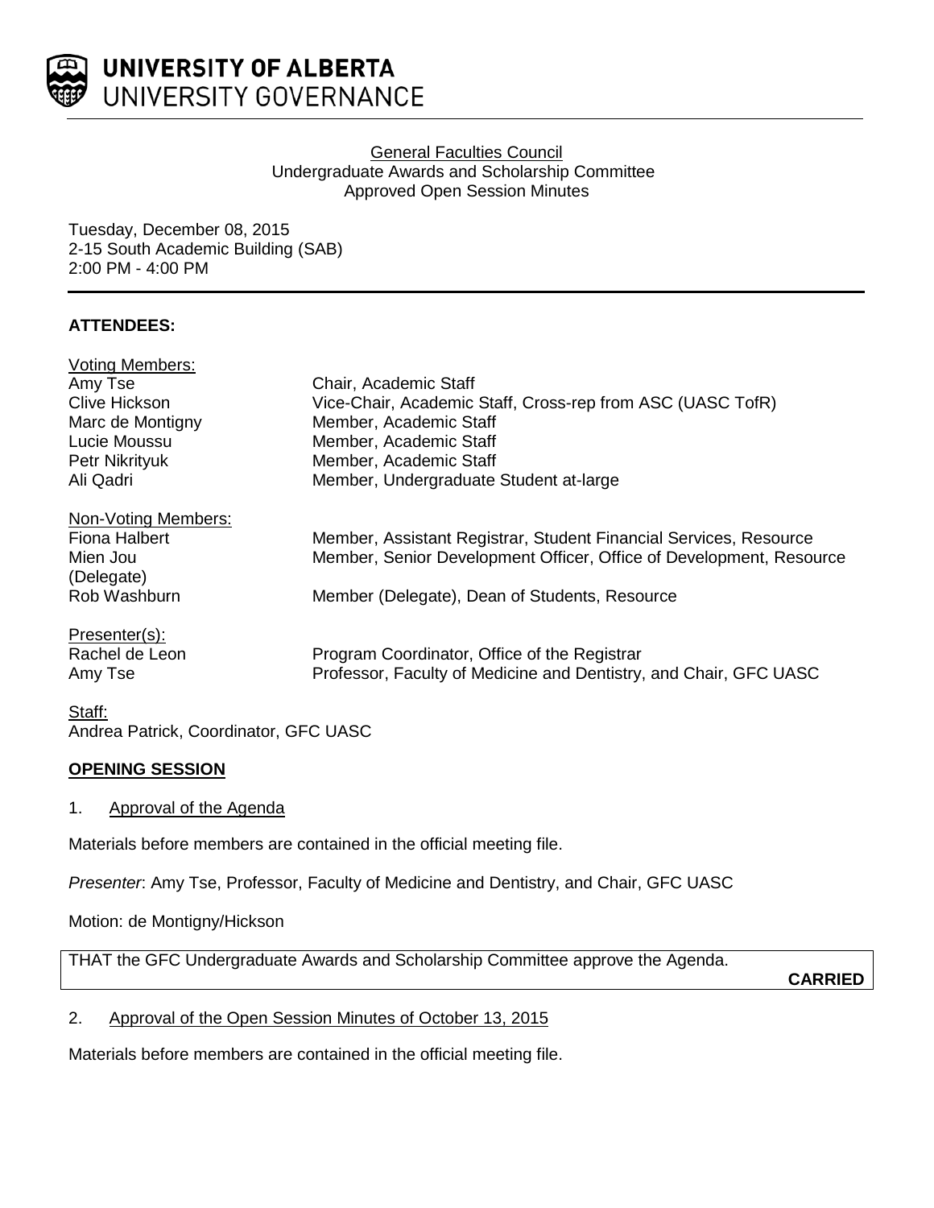# UNIVERSITY OF ALBERTA
UNIVERSITY GOVERNANCE

General Faculties Council
Undergraduate Awards and Scholarship Committee
Approved Open Session Minutes

Tuesday, December 08, 2015
2-15 South Academic Building (SAB)
2:00 PM - 4:00 PM

**ATTENDEES:**

Voting Members:

| | |
|---|---|
| Amy Tse | Chair, Academic Staff |
| Clive Hickson | Vice-Chair, Academic Staff, Cross-rep from ASC (UASC TofR) |
| Marc de Montigny | Member, Academic Staff |
| Lucie Moussu | Member, Academic Staff |
| Petr Nikrityuk | Member, Academic Staff |
| Ali Qadri | Member, Undergraduate Student at-large |

Non-Voting Members:

| | |
|---|---|
| Fiona Halbert | Member, Assistant Registrar, Student Financial Services, Resource |
| Mien Jou (Delegate) | Member, Senior Development Officer, Office of Development, Resource |
| Rob Washburn | Member (Delegate), Dean of Students, Resource |

Presenter(s):

| | |
|---|---|
| Rachel de Leon | Program Coordinator, Office of the Registrar |
| Amy Tse | Professor, Faculty of Medicine and Dentistry, and Chair, GFC UASC |

Staff:
Andrea Patrick, Coordinator, GFC UASC

## OPENING SESSION

1. Approval of the Agenda

Materials before members are contained in the official meeting file.

*Presenter*: Amy Tse, Professor, Faculty of Medicine and Dentistry, and Chair, GFC UASC

Motion: de Montigny/Hickson

THAT the GFC Undergraduate Awards and Scholarship Committee approve the Agenda.

**CARRIED**

2. Approval of the Open Session Minutes of October 13, 2015

Materials before members are contained in the official meeting file.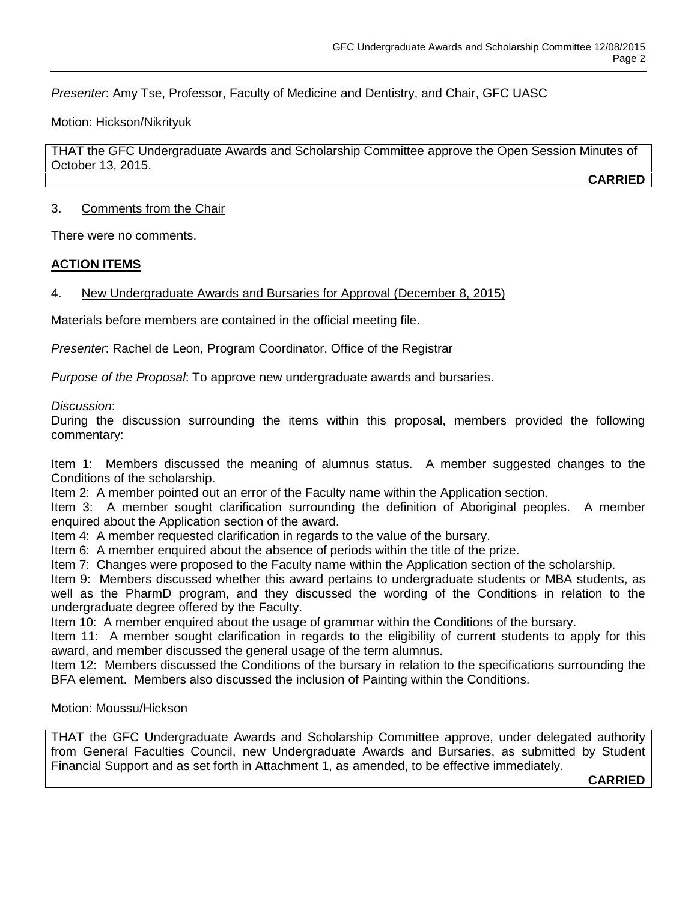*Presenter*: Amy Tse, Professor, Faculty of Medicine and Dentistry, and Chair, GFC UASC

Motion: Hickson/Nikrityuk

> THAT the GFC Undergraduate Awards and Scholarship Committee approve the Open Session Minutes of October 13, 2015.
>
> **CARRIED**

3. Comments from the Chair

There were no comments.

**ACTION ITEMS**

4. New Undergraduate Awards and Bursaries for Approval (December 8, 2015)

Materials before members are contained in the official meeting file.

*Presenter*: Rachel de Leon, Program Coordinator, Office of the Registrar

*Purpose of the Proposal*: To approve new undergraduate awards and bursaries.

*Discussion*:
During the discussion surrounding the items within this proposal, members provided the following commentary:

Item 1: Members discussed the meaning of alumnus status. A member suggested changes to the Conditions of the scholarship.
Item 2: A member pointed out an error of the Faculty name within the Application section.
Item 3: A member sought clarification surrounding the definition of Aboriginal peoples. A member enquired about the Application section of the award.
Item 4: A member requested clarification in regards to the value of the bursary.
Item 6: A member enquired about the absence of periods within the title of the prize.
Item 7: Changes were proposed to the Faculty name within the Application section of the scholarship.
Item 9: Members discussed whether this award pertains to undergraduate students or MBA students, as well as the PharmD program, and they discussed the wording of the Conditions in relation to the undergraduate degree offered by the Faculty.
Item 10: A member enquired about the usage of grammar within the Conditions of the bursary.
Item 11: A member sought clarification in regards to the eligibility of current students to apply for this award, and member discussed the general usage of the term alumnus.
Item 12: Members discussed the Conditions of the bursary in relation to the specifications surrounding the BFA element. Members also discussed the inclusion of Painting within the Conditions.

Motion: Moussu/Hickson

> THAT the GFC Undergraduate Awards and Scholarship Committee approve, under delegated authority from General Faculties Council, new Undergraduate Awards and Bursaries, as submitted by Student Financial Support and as set forth in Attachment 1, as amended, to be effective immediately.
>
> **CARRIED**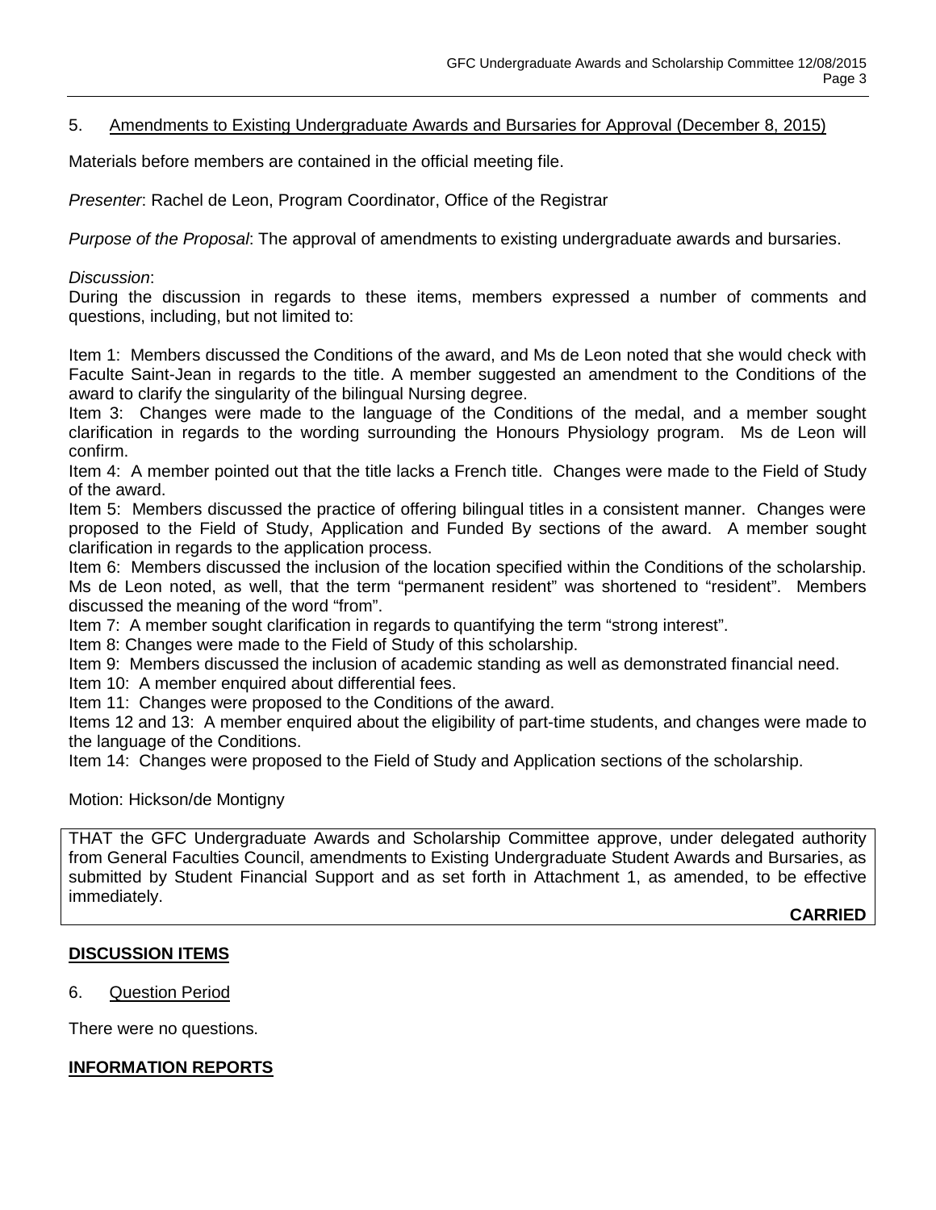5. Amendments to Existing Undergraduate Awards and Bursaries for Approval (December 8, 2015)

Materials before members are contained in the official meeting file.

*Presenter*: Rachel de Leon, Program Coordinator, Office of the Registrar

*Purpose of the Proposal*: The approval of amendments to existing undergraduate awards and bursaries.

*Discussion*:
During the discussion in regards to these items, members expressed a number of comments and questions, including, but not limited to:

Item 1: Members discussed the Conditions of the award, and Ms de Leon noted that she would check with Faculte Saint-Jean in regards to the title. A member suggested an amendment to the Conditions of the award to clarify the singularity of the bilingual Nursing degree.
Item 3: Changes were made to the language of the Conditions of the medal, and a member sought clarification in regards to the wording surrounding the Honours Physiology program. Ms de Leon will confirm.
Item 4: A member pointed out that the title lacks a French title. Changes were made to the Field of Study of the award.
Item 5: Members discussed the practice of offering bilingual titles in a consistent manner. Changes were proposed to the Field of Study, Application and Funded By sections of the award. A member sought clarification in regards to the application process.
Item 6: Members discussed the inclusion of the location specified within the Conditions of the scholarship. Ms de Leon noted, as well, that the term "permanent resident" was shortened to "resident". Members discussed the meaning of the word "from".
Item 7: A member sought clarification in regards to quantifying the term "strong interest".
Item 8: Changes were made to the Field of Study of this scholarship.
Item 9: Members discussed the inclusion of academic standing as well as demonstrated financial need.
Item 10: A member enquired about differential fees.
Item 11: Changes were proposed to the Conditions of the award.
Items 12 and 13: A member enquired about the eligibility of part-time students, and changes were made to the language of the Conditions.
Item 14: Changes were proposed to the Field of Study and Application sections of the scholarship.

Motion: Hickson/de Montigny

THAT the GFC Undergraduate Awards and Scholarship Committee approve, under delegated authority from General Faculties Council, amendments to Existing Undergraduate Student Awards and Bursaries, as submitted by Student Financial Support and as set forth in Attachment 1, as amended, to be effective immediately.

**CARRIED**

## DISCUSSION ITEMS

6. Question Period

There were no questions.

## INFORMATION REPORTS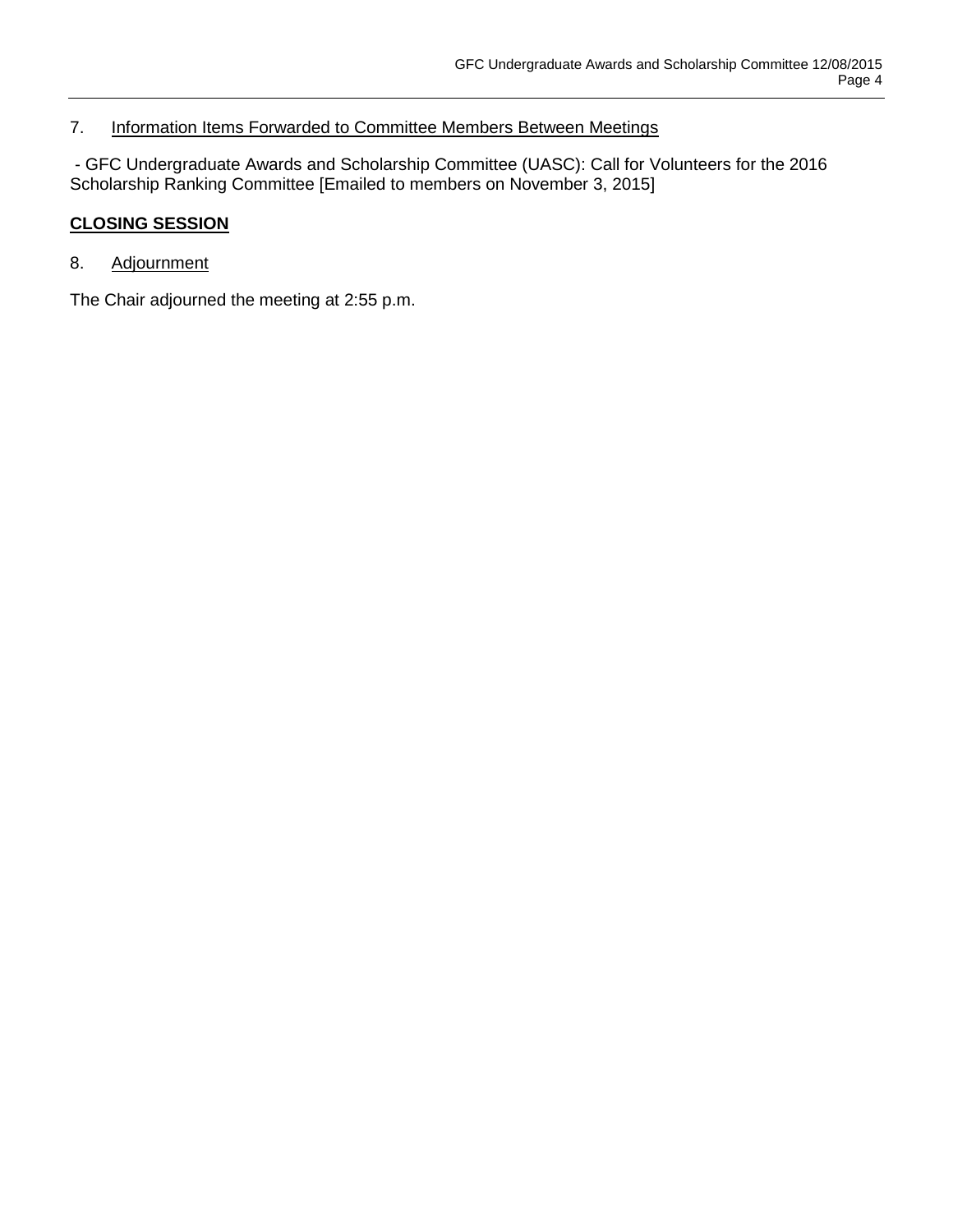7. <u>Information Items Forwarded to Committee Members Between Meetings</u>

- GFC Undergraduate Awards and Scholarship Committee (UASC): Call for Volunteers for the 2016 Scholarship Ranking Committee [Emailed to members on November 3, 2015]

**<u>CLOSING SESSION</u>**

8. <u>Adjournment</u>

The Chair adjourned the meeting at 2:55 p.m.